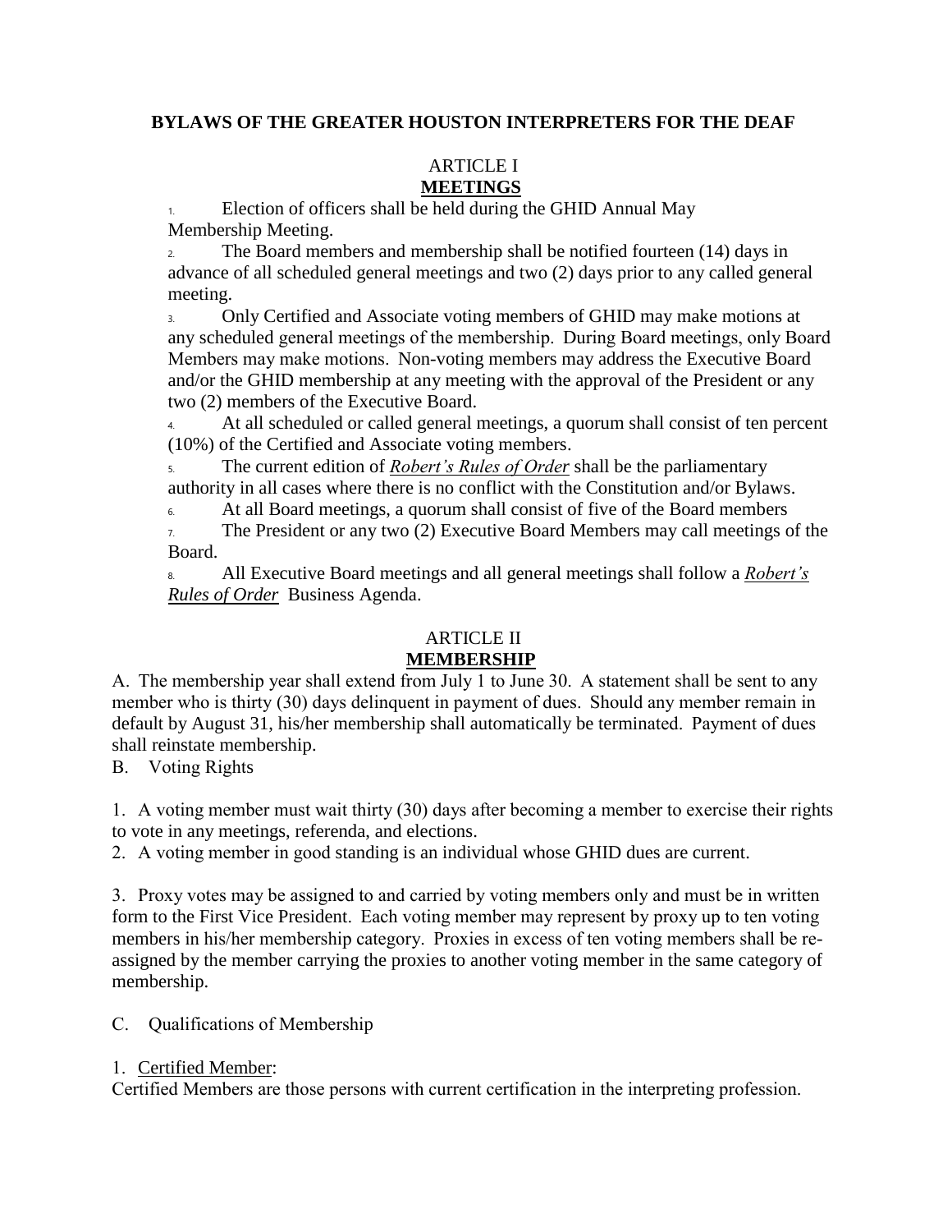**BYLAWS OF THE GREATER HOUSTON INTERPRETERS FOR THE DEAF**

# ARTICLE I
## MEETINGS

1. Election of officers shall be held during the GHID Annual May Membership Meeting.
2. The Board members and membership shall be notified fourteen (14) days in advance of all scheduled general meetings and two (2) days prior to any called general meeting.
3. Only Certified and Associate voting members of GHID may make motions at any scheduled general meetings of the membership. During Board meetings, only Board Members may make motions. Non-voting members may address the Executive Board and/or the GHID membership at any meeting with the approval of the President or any two (2) members of the Executive Board.
4. At all scheduled or called general meetings, a quorum shall consist of ten percent (10%) of the Certified and Associate voting members.
5. The current edition of ***Robert's Rules of Order*** shall be the parliamentary authority in all cases where there is no conflict with the Constitution and/or Bylaws.
6. At all Board meetings, a quorum shall consist of five of the Board members
7. The President or any two (2) Executive Board Members may call meetings of the Board.
8. All Executive Board meetings and all general meetings shall follow a ***Robert's Rules of Order*** Business Agenda.

# ARTICLE II
## MEMBERSHIP

A. The membership year shall extend from July 1 to June 30. A statement shall be sent to any member who is thirty (30) days delinquent in payment of dues. Should any member remain in default by August 31, his/her membership shall automatically be terminated. Payment of dues shall reinstate membership.

B. Voting Rights

1. A voting member must wait thirty (30) days after becoming a member to exercise their rights to vote in any meetings, referenda, and elections.
2. A voting member in good standing is an individual whose GHID dues are current.

3. Proxy votes may be assigned to and carried by voting members only and must be in written form to the First Vice President. Each voting member may represent by proxy up to ten voting members in his/her membership category. Proxies in excess of ten voting members shall be re-assigned by the member carrying the proxies to another voting member in the same category of membership.

C. Qualifications of Membership

1. Certified Member:

Certified Members are those persons with current certification in the interpreting profession.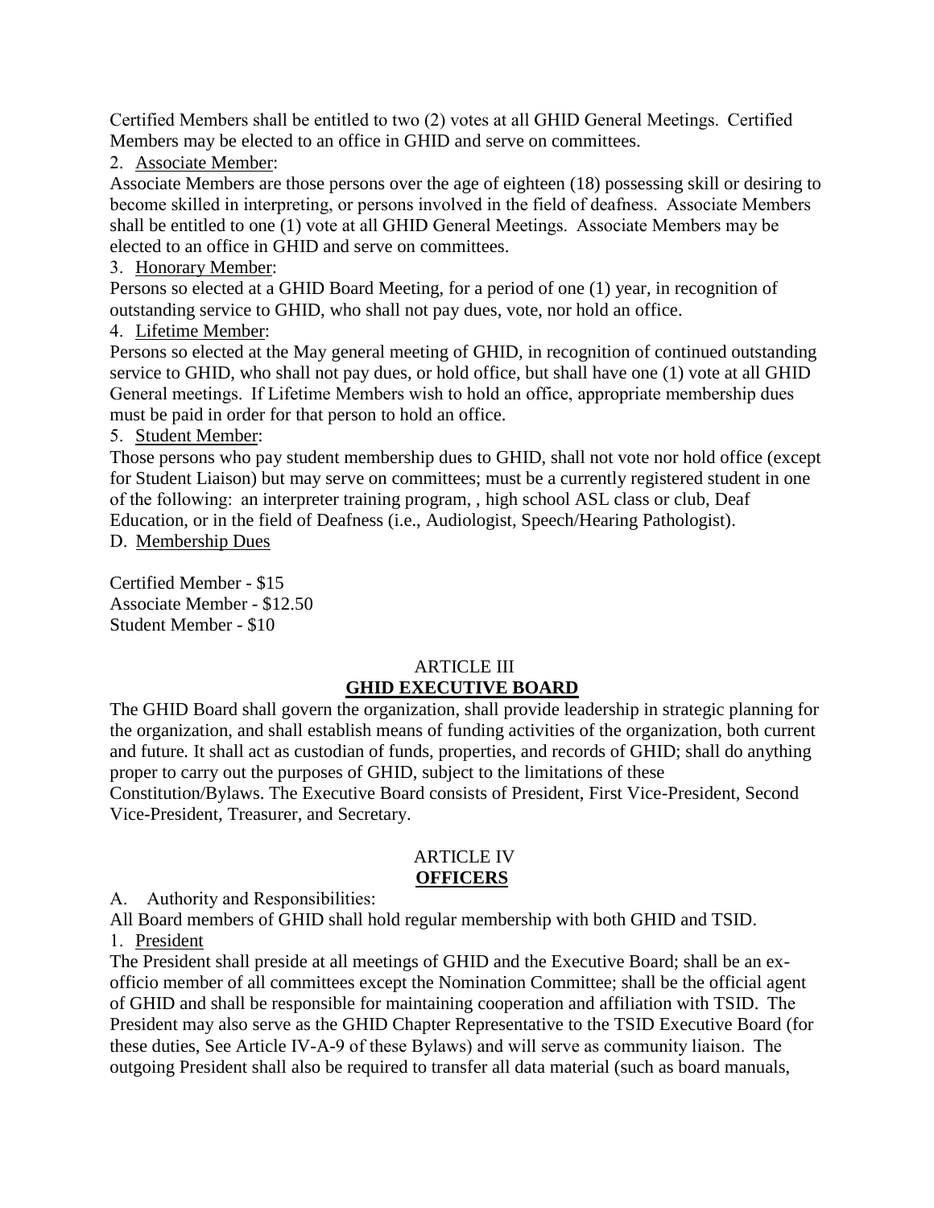Certified Members shall be entitled to two (2) votes at all GHID General Meetings. Certified Members may be elected to an office in GHID and serve on committees.

2. Associate Member:

Associate Members are those persons over the age of eighteen (18) possessing skill or desiring to become skilled in interpreting, or persons involved in the field of deafness. Associate Members shall be entitled to one (1) vote at all GHID General Meetings. Associate Members may be elected to an office in GHID and serve on committees.

3. Honorary Member:

Persons so elected at a GHID Board Meeting, for a period of one (1) year, in recognition of outstanding service to GHID, who shall not pay dues, vote, nor hold an office.

4. Lifetime Member:

Persons so elected at the May general meeting of GHID, in recognition of continued outstanding service to GHID, who shall not pay dues, or hold office, but shall have one (1) vote at all GHID General meetings. If Lifetime Members wish to hold an office, appropriate membership dues must be paid in order for that person to hold an office.

5. Student Member:

Those persons who pay student membership dues to GHID, shall not vote nor hold office (except for Student Liaison) but may serve on committees; must be a currently registered student in one of the following: an interpreter training program, , high school ASL class or club, Deaf Education, or in the field of Deafness (i.e., Audiologist, Speech/Hearing Pathologist).

D. Membership Dues

Certified Member - $15
Associate Member - $12.50
Student Member - $10

## ARTICLE III
## GHID EXECUTIVE BOARD

The GHID Board shall govern the organization, shall provide leadership in strategic planning for the organization, and shall establish means of funding activities of the organization, both current and future. It shall act as custodian of funds, properties, and records of GHID; shall do anything proper to carry out the purposes of GHID, subject to the limitations of these Constitution/Bylaws. The Executive Board consists of President, First Vice-President, Second Vice-President, Treasurer, and Secretary.

## ARTICLE IV
## OFFICERS

A. Authority and Responsibilities:

All Board members of GHID shall hold regular membership with both GHID and TSID.

1. President

The President shall preside at all meetings of GHID and the Executive Board; shall be an ex-officio member of all committees except the Nomination Committee; shall be the official agent of GHID and shall be responsible for maintaining cooperation and affiliation with TSID. The President may also serve as the GHID Chapter Representative to the TSID Executive Board (for these duties, See Article IV-A-9 of these Bylaws) and will serve as community liaison. The outgoing President shall also be required to transfer all data material (such as board manuals,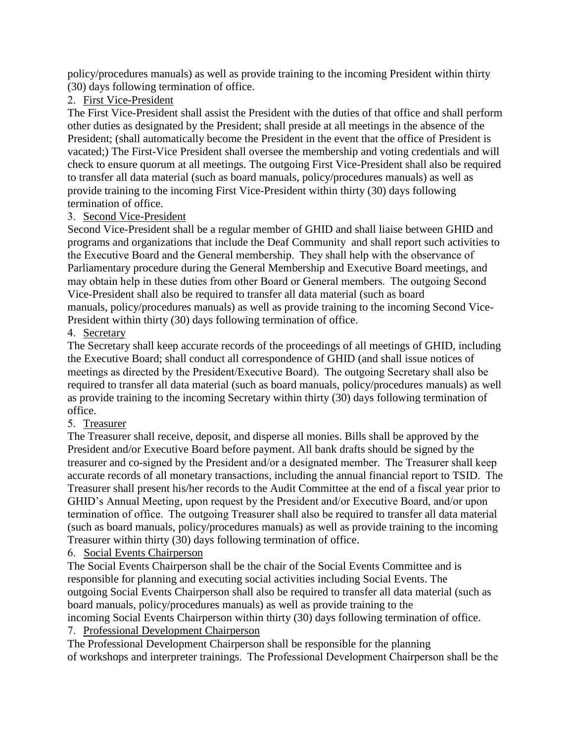policy/procedures manuals) as well as provide training to the incoming President within thirty (30) days following termination of office.

2. First Vice-President

The First Vice-President shall assist the President with the duties of that office and shall perform other duties as designated by the President; shall preside at all meetings in the absence of the President; (shall automatically become the President in the event that the office of President is vacated;) The First-Vice President shall oversee the membership and voting credentials and will check to ensure quorum at all meetings. The outgoing First Vice-President shall also be required to transfer all data material (such as board manuals, policy/procedures manuals) as well as provide training to the incoming First Vice-President within thirty (30) days following termination of office.

3. Second Vice-President

Second Vice-President shall be a regular member of GHID and shall liaise between GHID and programs and organizations that include the Deaf Community and shall report such activities to the Executive Board and the General membership. They shall help with the observance of Parliamentary procedure during the General Membership and Executive Board meetings, and may obtain help in these duties from other Board or General members. The outgoing Second Vice-President shall also be required to transfer all data material (such as board manuals, policy/procedures manuals) as well as provide training to the incoming Second Vice-President within thirty (30) days following termination of office.

4. Secretary

The Secretary shall keep accurate records of the proceedings of all meetings of GHID, including the Executive Board; shall conduct all correspondence of GHID (and shall issue notices of meetings as directed by the President/Executive Board). The outgoing Secretary shall also be required to transfer all data material (such as board manuals, policy/procedures manuals) as well as provide training to the incoming Secretary within thirty (30) days following termination of office.

5. Treasurer

The Treasurer shall receive, deposit, and disperse all monies. Bills shall be approved by the President and/or Executive Board before payment. All bank drafts should be signed by the treasurer and co-signed by the President and/or a designated member. The Treasurer shall keep accurate records of all monetary transactions, including the annual financial report to TSID. The Treasurer shall present his/her records to the Audit Committee at the end of a fiscal year prior to GHID's Annual Meeting, upon request by the President and/or Executive Board, and/or upon termination of office. The outgoing Treasurer shall also be required to transfer all data material (such as board manuals, policy/procedures manuals) as well as provide training to the incoming Treasurer within thirty (30) days following termination of office.

6. Social Events Chairperson

The Social Events Chairperson shall be the chair of the Social Events Committee and is responsible for planning and executing social activities including Social Events. The outgoing Social Events Chairperson shall also be required to transfer all data material (such as board manuals, policy/procedures manuals) as well as provide training to the incoming Social Events Chairperson within thirty (30) days following termination of office.

7. Professional Development Chairperson

The Professional Development Chairperson shall be responsible for the planning of workshops and interpreter trainings. The Professional Development Chairperson shall be the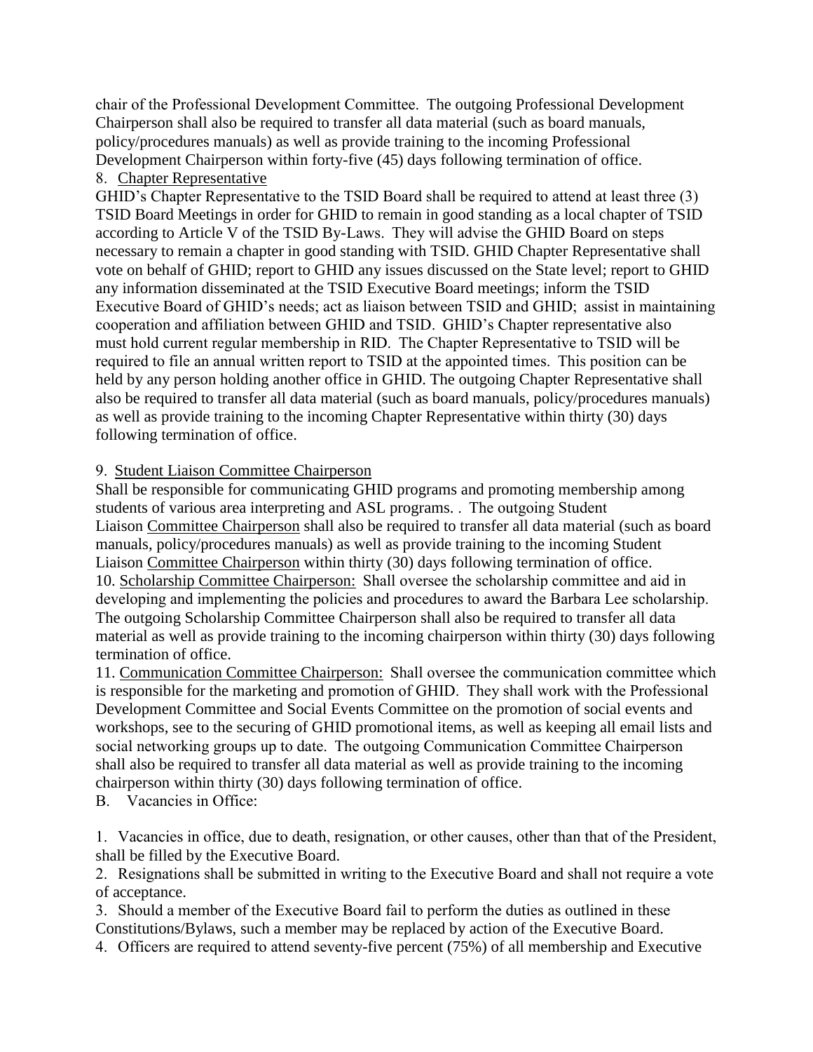chair of the Professional Development Committee. The outgoing Professional Development Chairperson shall also be required to transfer all data material (such as board manuals, policy/procedures manuals) as well as provide training to the incoming Professional Development Chairperson within forty-five (45) days following termination of office.

8. Chapter Representative

GHID's Chapter Representative to the TSID Board shall be required to attend at least three (3) TSID Board Meetings in order for GHID to remain in good standing as a local chapter of TSID according to Article V of the TSID By-Laws. They will advise the GHID Board on steps necessary to remain a chapter in good standing with TSID. GHID Chapter Representative shall vote on behalf of GHID; report to GHID any issues discussed on the State level; report to GHID any information disseminated at the TSID Executive Board meetings; inform the TSID Executive Board of GHID's needs; act as liaison between TSID and GHID; assist in maintaining cooperation and affiliation between GHID and TSID. GHID's Chapter representative also must hold current regular membership in RID. The Chapter Representative to TSID will be required to file an annual written report to TSID at the appointed times. This position can be held by any person holding another office in GHID. The outgoing Chapter Representative shall also be required to transfer all data material (such as board manuals, policy/procedures manuals) as well as provide training to the incoming Chapter Representative within thirty (30) days following termination of office.

9. Student Liaison Committee Chairperson

Shall be responsible for communicating GHID programs and promoting membership among students of various area interpreting and ASL programs. . The outgoing Student Liaison Committee Chairperson shall also be required to transfer all data material (such as board manuals, policy/procedures manuals) as well as provide training to the incoming Student Liaison Committee Chairperson within thirty (30) days following termination of office.

10. Scholarship Committee Chairperson: Shall oversee the scholarship committee and aid in developing and implementing the policies and procedures to award the Barbara Lee scholarship. The outgoing Scholarship Committee Chairperson shall also be required to transfer all data material as well as provide training to the incoming chairperson within thirty (30) days following termination of office.

11. Communication Committee Chairperson: Shall oversee the communication committee which is responsible for the marketing and promotion of GHID. They shall work with the Professional Development Committee and Social Events Committee on the promotion of social events and workshops, see to the securing of GHID promotional items, as well as keeping all email lists and social networking groups up to date. The outgoing Communication Committee Chairperson shall also be required to transfer all data material as well as provide training to the incoming chairperson within thirty (30) days following termination of office.

B. Vacancies in Office:

1. Vacancies in office, due to death, resignation, or other causes, other than that of the President, shall be filled by the Executive Board.
2. Resignations shall be submitted in writing to the Executive Board and shall not require a vote of acceptance.
3. Should a member of the Executive Board fail to perform the duties as outlined in these Constitutions/Bylaws, such a member may be replaced by action of the Executive Board.
4. Officers are required to attend seventy-five percent (75%) of all membership and Executive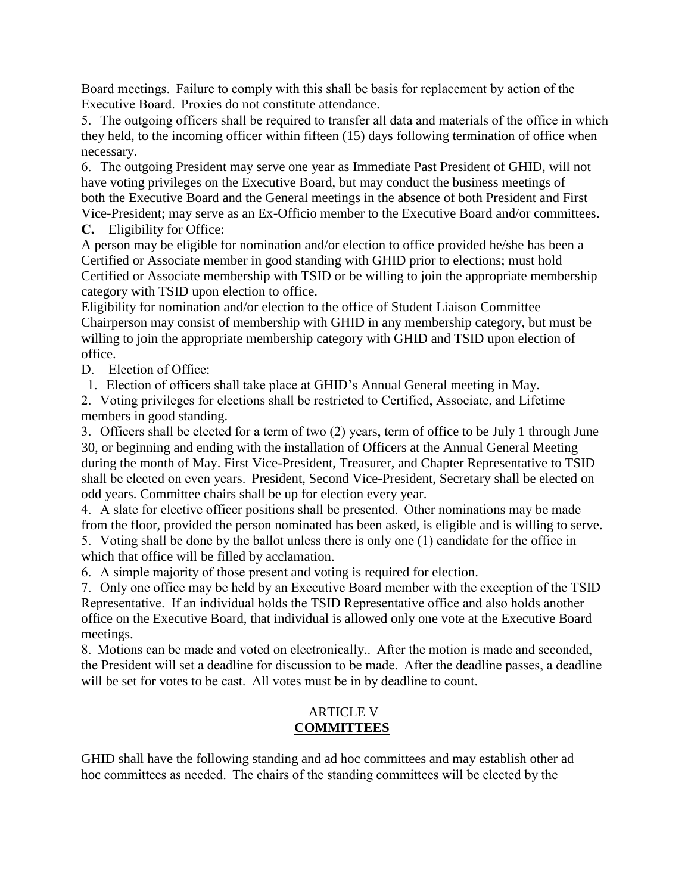Board meetings. Failure to comply with this shall be basis for replacement by action of the Executive Board. Proxies do not constitute attendance.

5. The outgoing officers shall be required to transfer all data and materials of the office in which they held, to the incoming officer within fifteen (15) days following termination of office when necessary.

6. The outgoing President may serve one year as Immediate Past President of GHID, will not have voting privileges on the Executive Board, but may conduct the business meetings of both the Executive Board and the General meetings in the absence of both President and First Vice-President; may serve as an Ex-Officio member to the Executive Board and/or committees.

**C.** Eligibility for Office:

A person may be eligible for nomination and/or election to office provided he/she has been a Certified or Associate member in good standing with GHID prior to elections; must hold Certified or Associate membership with TSID or be willing to join the appropriate membership category with TSID upon election to office.

Eligibility for nomination and/or election to the office of Student Liaison Committee Chairperson may consist of membership with GHID in any membership category, but must be willing to join the appropriate membership category with GHID and TSID upon election of office.

D. Election of Office:

1. Election of officers shall take place at GHID's Annual General meeting in May.

2. Voting privileges for elections shall be restricted to Certified, Associate, and Lifetime members in good standing.

3. Officers shall be elected for a term of two (2) years, term of office to be July 1 through June 30, or beginning and ending with the installation of Officers at the Annual General Meeting during the month of May. First Vice-President, Treasurer, and Chapter Representative to TSID shall be elected on even years. President, Second Vice-President, Secretary shall be elected on odd years. Committee chairs shall be up for election every year.

4. A slate for elective officer positions shall be presented. Other nominations may be made from the floor, provided the person nominated has been asked, is eligible and is willing to serve.

5. Voting shall be done by the ballot unless there is only one (1) candidate for the office in which that office will be filled by acclamation.

6. A simple majority of those present and voting is required for election.

7. Only one office may be held by an Executive Board member with the exception of the TSID Representative. If an individual holds the TSID Representative office and also holds another office on the Executive Board, that individual is allowed only one vote at the Executive Board meetings.

8. Motions can be made and voted on electronically.. After the motion is made and seconded, the President will set a deadline for discussion to be made. After the deadline passes, a deadline will be set for votes to be cast. All votes must be in by deadline to count.

## ARTICLE V
## **COMMITTEES**

GHID shall have the following standing and ad hoc committees and may establish other ad hoc committees as needed. The chairs of the standing committees will be elected by the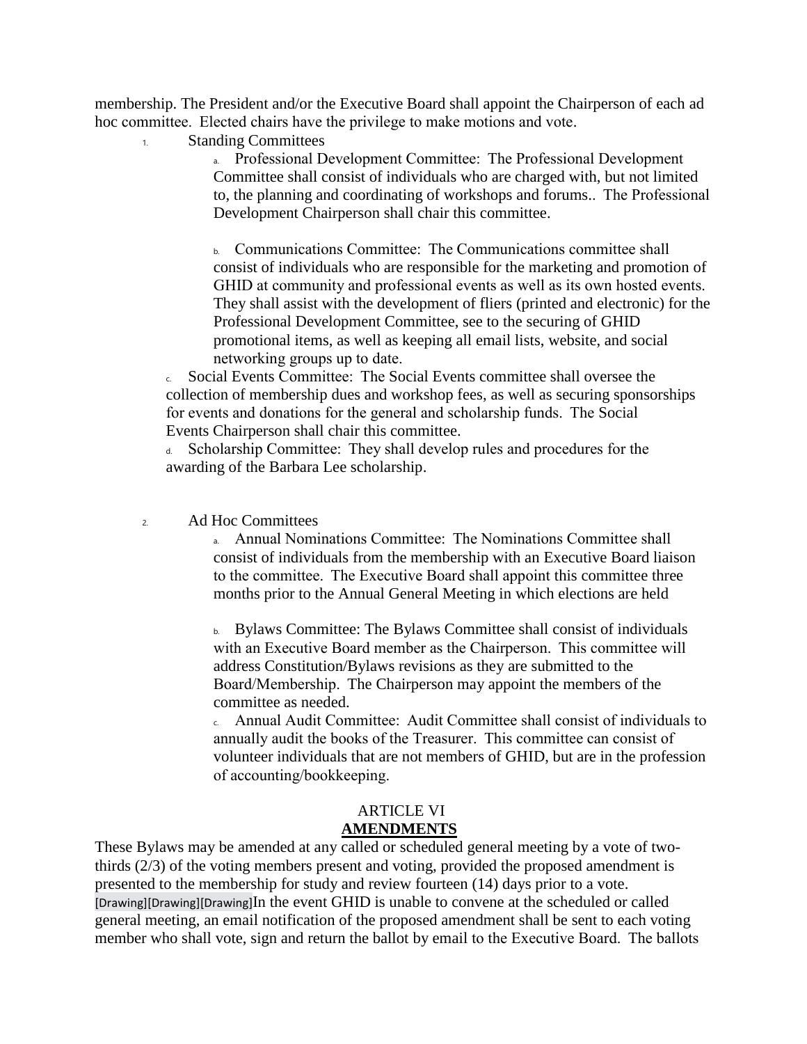membership. The President and/or the Executive Board shall appoint the Chairperson of each ad hoc committee. Elected chairs have the privilege to make motions and vote.

1. Standing Committees
   a. Professional Development Committee: The Professional Development Committee shall consist of individuals who are charged with, but not limited to, the planning and coordinating of workshops and forums.. The Professional Development Chairperson shall chair this committee.

   b. Communications Committee: The Communications committee shall consist of individuals who are responsible for the marketing and promotion of GHID at community and professional events as well as its own hosted events. They shall assist with the development of fliers (printed and electronic) for the Professional Development Committee, see to the securing of GHID promotional items, as well as keeping all email lists, website, and social networking groups up to date.

   c. Social Events Committee: The Social Events committee shall oversee the collection of membership dues and workshop fees, as well as securing sponsorships for events and donations for the general and scholarship funds. The Social Events Chairperson shall chair this committee.

   d. Scholarship Committee: They shall develop rules and procedures for the awarding of the Barbara Lee scholarship.

2. Ad Hoc Committees
   a. Annual Nominations Committee: The Nominations Committee shall consist of individuals from the membership with an Executive Board liaison to the committee. The Executive Board shall appoint this committee three months prior to the Annual General Meeting in which elections are held

   b. Bylaws Committee: The Bylaws Committee shall consist of individuals with an Executive Board member as the Chairperson. This committee will address Constitution/Bylaws revisions as they are submitted to the Board/Membership. The Chairperson may appoint the members of the committee as needed.

   c. Annual Audit Committee: Audit Committee shall consist of individuals to annually audit the books of the Treasurer. This committee can consist of volunteer individuals that are not members of GHID, but are in the profession of accounting/bookkeeping.

## ARTICLE VI
## AMENDMENTS

These Bylaws may be amended at any called or scheduled general meeting by a vote of two-thirds (2/3) of the voting members present and voting, provided the proposed amendment is presented to the membership for study and review fourteen (14) days prior to a vote. [Drawing][Drawing][Drawing]In the event GHID is unable to convene at the scheduled or called general meeting, an email notification of the proposed amendment shall be sent to each voting member who shall vote, sign and return the ballot by email to the Executive Board. The ballots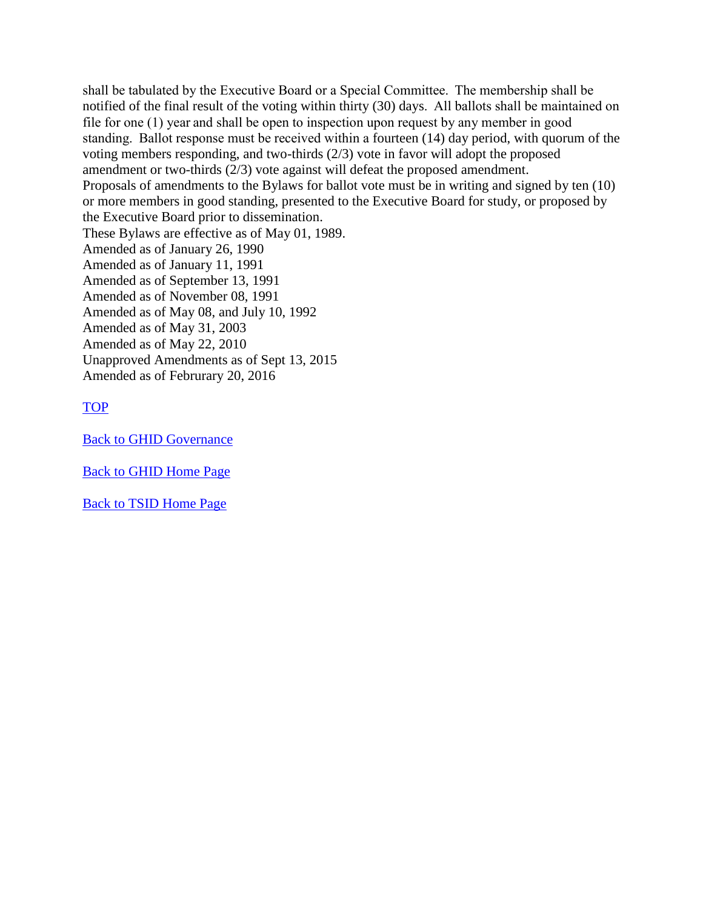shall be tabulated by the Executive Board or a Special Committee. The membership shall be notified of the final result of the voting within thirty (30) days. All ballots shall be maintained on file for one (1) year and shall be open to inspection upon request by any member in good standing. Ballot response must be received within a fourteen (14) day period, with quorum of the voting members responding, and two-thirds (2/3) vote in favor will adopt the proposed amendment or two-thirds (2/3) vote against will defeat the proposed amendment.

Proposals of amendments to the Bylaws for ballot vote must be in writing and signed by ten (10) or more members in good standing, presented to the Executive Board for study, or proposed by the Executive Board prior to dissemination.

These Bylaws are effective as of May 01, 1989.
Amended as of January 26, 1990
Amended as of January 11, 1991
Amended as of September 13, 1991
Amended as of November 08, 1991
Amended as of May 08, and July 10, 1992
Amended as of May 31, 2003
Amended as of May 22, 2010
Unapproved Amendments as of Sept 13, 2015
Amended as of Februrary 20, 2016

TOP

Back to GHID Governance

Back to GHID Home Page

Back to TSID Home Page